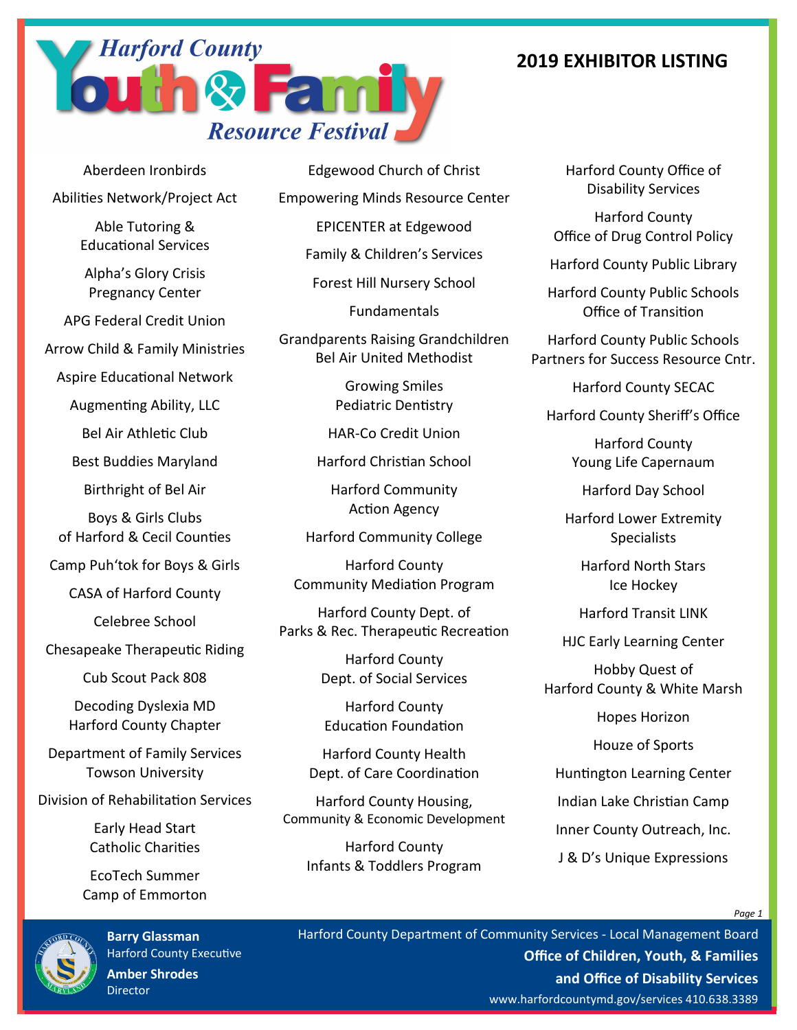# Harford County Youth & Family Resource Festival

## 2019 EXHIBITOR LISTING

Aberdeen Ironbirds

Abilities Network/Project Act

Able Tutoring & Educational Services

Alpha's Glory Crisis Pregnancy Center

APG Federal Credit Union

Arrow Child & Family Ministries

Aspire Educational Network

Augmenting Ability, LLC

Bel Air Athletic Club

Best Buddies Maryland

Birthright of Bel Air

Boys & Girls Clubs of Harford & Cecil Counties

Camp Puh'tok for Boys & Girls

CASA of Harford County

Celebree School

Chesapeake Therapeutic Riding

Cub Scout Pack 808

Decoding Dyslexia MD Harford County Chapter

Department of Family Services Towson University

Division of Rehabilitation Services

Early Head Start Catholic Charities

EcoTech Summer Camp of Emmorton

Edgewood Church of Christ

Empowering Minds Resource Center

EPICENTER at Edgewood

Family & Children's Services

Forest Hill Nursery School

Fundamentals

Grandparents Raising Grandchildren Bel Air United Methodist

Growing Smiles Pediatric Dentistry

HAR-Co Credit Union

Harford Christian School

Harford Community Action Agency

Harford Community College

Harford County Community Mediation Program

Harford County Dept. of Parks & Rec. Therapeutic Recreation

Harford County Dept. of Social Services

Harford County Education Foundation

Harford County Health Dept. of Care Coordination

Harford County Housing, Community & Economic Development

Harford County Infants & Toddlers Program

Harford County Office of Disability Services

Harford County Office of Drug Control Policy

Harford County Public Library

Harford County Public Schools Office of Transition

Harford County Public Schools Partners for Success Resource Cntr.

Harford County SECAC

Harford County Sheriff's Office

Harford County Young Life Capernaum

Harford Day School

Harford Lower Extremity Specialists

Harford North Stars Ice Hockey

Harford Transit LINK

HJC Early Learning Center

Hobby Quest of Harford County & White Marsh

Hopes Horizon

Houze of Sports

Huntington Learning Center

Indian Lake Christian Camp

Inner County Outreach, Inc.

J & D's Unique Expressions

**Barry Glassman**
Harford County Executive

**Amber Shrodes**
Director

Harford County Department of Community Services - Local Management Board

**Office of Children, Youth, & Families and Office of Disability Services**

www.harfordcountymd.gov/services 410.638.3389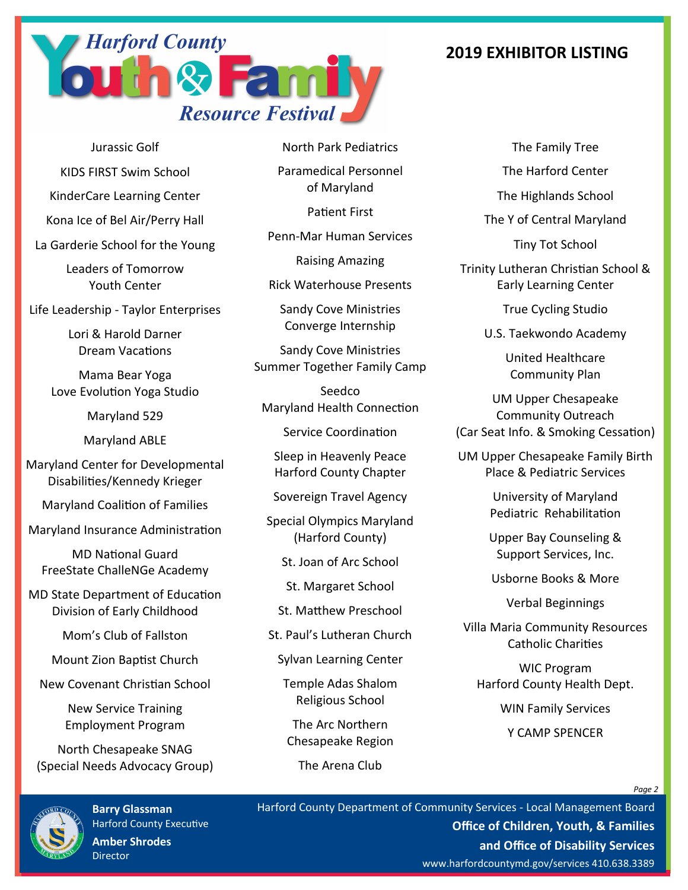# Harford County Youth & Family Resource Festival

## 2019 EXHIBITOR LISTING

Jurassic Golf

KIDS FIRST Swim School

KinderCare Learning Center

Kona Ice of Bel Air/Perry Hall

La Garderie School for the Young

Leaders of Tomorrow Youth Center

Life Leadership - Taylor Enterprises

Lori & Harold Darner Dream Vacations

Mama Bear Yoga Love Evolution Yoga Studio

Maryland 529

Maryland ABLE

Maryland Center for Developmental Disabilities/Kennedy Krieger

Maryland Coalition of Families

Maryland Insurance Administration

MD National Guard FreeState ChalleNGe Academy

MD State Department of Education Division of Early Childhood

Mom's Club of Fallston

Mount Zion Baptist Church

New Covenant Christian School

New Service Training Employment Program

North Chesapeake SNAG (Special Needs Advocacy Group)

North Park Pediatrics

Paramedical Personnel of Maryland

Patient First

Penn-Mar Human Services

Raising Amazing

Rick Waterhouse Presents

Sandy Cove Ministries Converge Internship

Sandy Cove Ministries Summer Together Family Camp

Seedco Maryland Health Connection

Service Coordination

Sleep in Heavenly Peace Harford County Chapter

Sovereign Travel Agency

Special Olympics Maryland (Harford County)

St. Joan of Arc School

St. Margaret School

St. Matthew Preschool

St. Paul's Lutheran Church

Sylvan Learning Center

Temple Adas Shalom Religious School

The Arc Northern Chesapeake Region

The Arena Club

The Family Tree

The Harford Center

The Highlands School

The Y of Central Maryland

Tiny Tot School

Trinity Lutheran Christian School & Early Learning Center

True Cycling Studio

U.S. Taekwondo Academy

United Healthcare Community Plan

UM Upper Chesapeake Community Outreach (Car Seat Info. & Smoking Cessation)

UM Upper Chesapeake Family Birth Place & Pediatric Services

University of Maryland Pediatric Rehabilitation

Upper Bay Counseling & Support Services, Inc.

Usborne Books & More

Verbal Beginnings

Villa Maria Community Resources Catholic Charities

WIC Program Harford County Health Dept.

WIN Family Services

Y CAMP SPENCER

**Barry Glassman**
Harford County Executive

**Amber Shrodes**
Director

Harford County Department of Community Services - Local Management Board
**Office of Children, Youth, & Families**
**and Office of Disability Services**
www.harfordcountymd.gov/services 410.638.3389